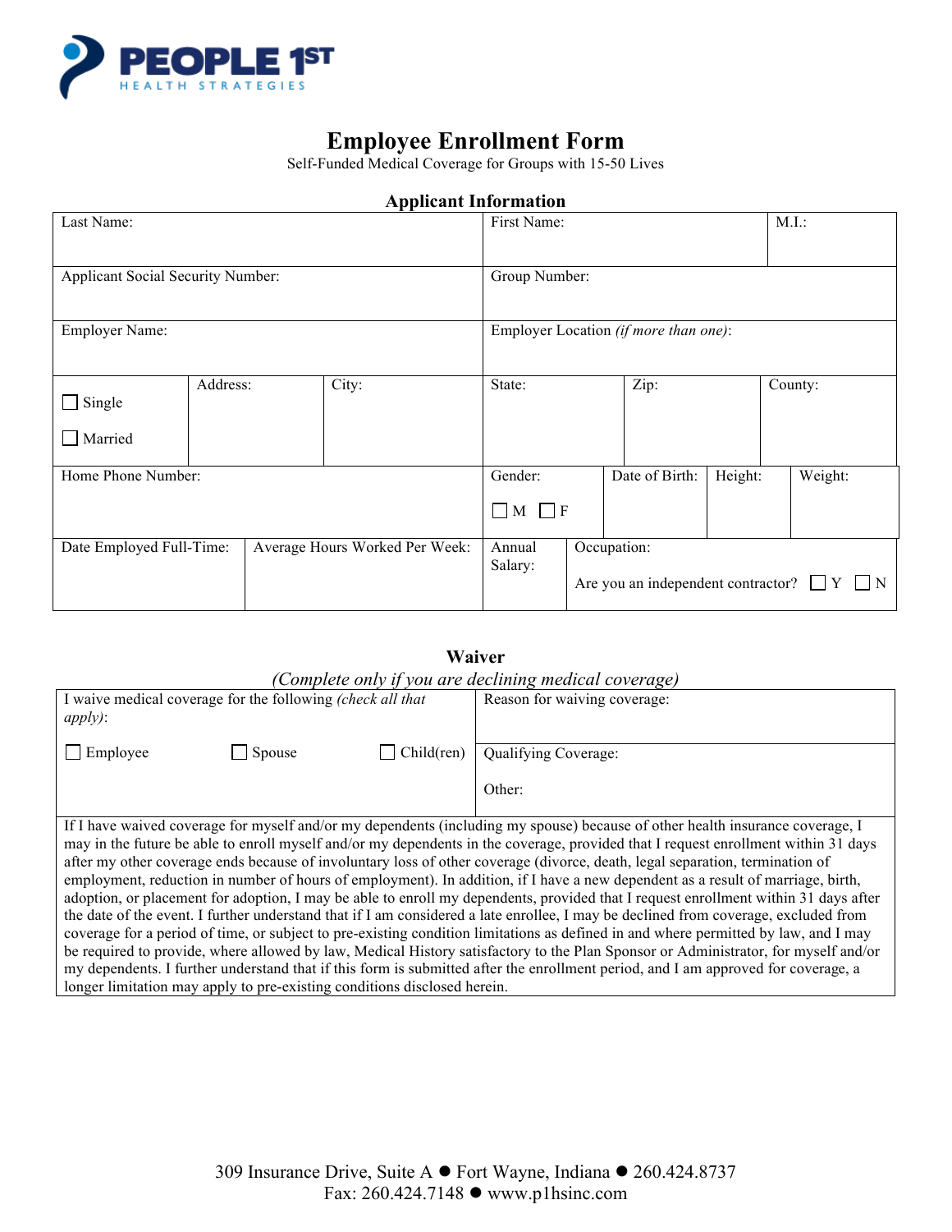PEOPLE 1ST
HEALTH STRATEGIES

# Employee Enrollment Form

Self-Funded Medical Coverage for Groups with 15-50 Lives

## Applicant Information

| Last Name: | First Name: | M.I.: |
|---|---|---|
| Applicant Social Security Number: | Group Number: | |
| Employer Name: | Employer Location *(if more than one)*: | |

| ☐ Single ☐ Married | Address: | City: | State: | Zip: | County: |
|---|---|---|---|---|---|

| Home Phone Number: | Gender: ☐ M ☐ F | Date of Birth: | Height: | Weight: |
|---|---|---|---|---|

| Date Employed Full-Time: | Average Hours Worked Per Week: | Annual Salary: | Occupation: Are you an independent contractor? ☐ Y ☐ N |
|---|---|---|---|

## Waiver

*(Complete only if you are declining medical coverage)*

| I waive medical coverage for the following *(check all that apply)*: ☐ Employee ☐ Spouse ☐ Child(ren) | Reason for waiving coverage: Qualifying Coverage: Other: |
|---|---|

If I have waived coverage for myself and/or my dependents (including my spouse) because of other health insurance coverage, I may in the future be able to enroll myself and/or my dependents in the coverage, provided that I request enrollment within 31 days after my other coverage ends because of involuntary loss of other coverage (divorce, death, legal separation, termination of employment, reduction in number of hours of employment). In addition, if I have a new dependent as a result of marriage, birth, adoption, or placement for adoption, I may be able to enroll my dependents, provided that I request enrollment within 31 days after the date of the event. I further understand that if I am considered a late enrollee, I may be declined from coverage, excluded from coverage for a period of time, or subject to pre-existing condition limitations as defined in and where permitted by law, and I may be required to provide, where allowed by law, Medical History satisfactory to the Plan Sponsor or Administrator, for myself and/or my dependents. I further understand that if this form is submitted after the enrollment period, and I am approved for coverage, a longer limitation may apply to pre-existing conditions disclosed herein.

309 Insurance Drive, Suite A ● Fort Wayne, Indiana ● 260.424.8737
Fax: 260.424.7148 ● www.p1hsinc.com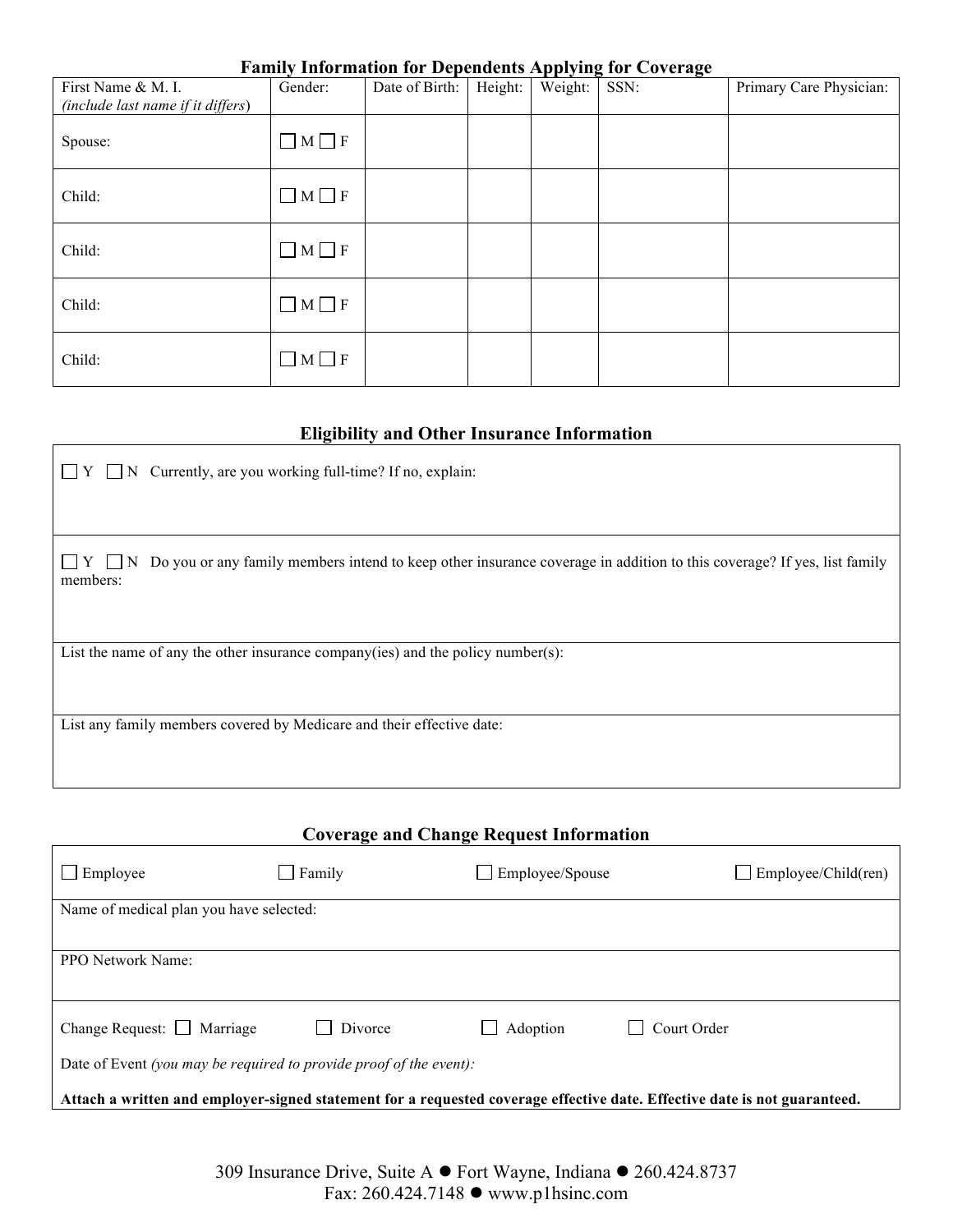## Family Information for Dependents Applying for Coverage

| First Name & M. I. *(include last name if it differs)* | Gender: | Date of Birth: | Height: | Weight: | SSN: | Primary Care Physician: |
|---|---|---|---|---|---|---|
| Spouse: | ☐ M ☐ F | | | | | |
| Child: | ☐ M ☐ F | | | | | |
| Child: | ☐ M ☐ F | | | | | |
| Child: | ☐ M ☐ F | | | | | |
| Child: | ☐ M ☐ F | | | | | |

## Eligibility and Other Insurance Information

☐ Y ☐ N Currently, are you working full-time? If no, explain:

☐ Y ☐ N Do you or any family members intend to keep other insurance coverage in addition to this coverage? If yes, list family members:

List the name of any the other insurance company(ies) and the policy number(s):

List any family members covered by Medicare and their effective date:

## Coverage and Change Request Information

☐ Employee ☐ Family ☐ Employee/Spouse ☐ Employee/Child(ren)

Name of medical plan you have selected:

PPO Network Name:

Change Request: ☐ Marriage ☐ Divorce ☐ Adoption ☐ Court Order

Date of Event *(you may be required to provide proof of the event):*

**Attach a written and employer-signed statement for a requested coverage effective date. Effective date is not guaranteed.**

309 Insurance Drive, Suite A ● Fort Wayne, Indiana ● 260.424.8737
Fax: 260.424.7148 ● www.p1hsinc.com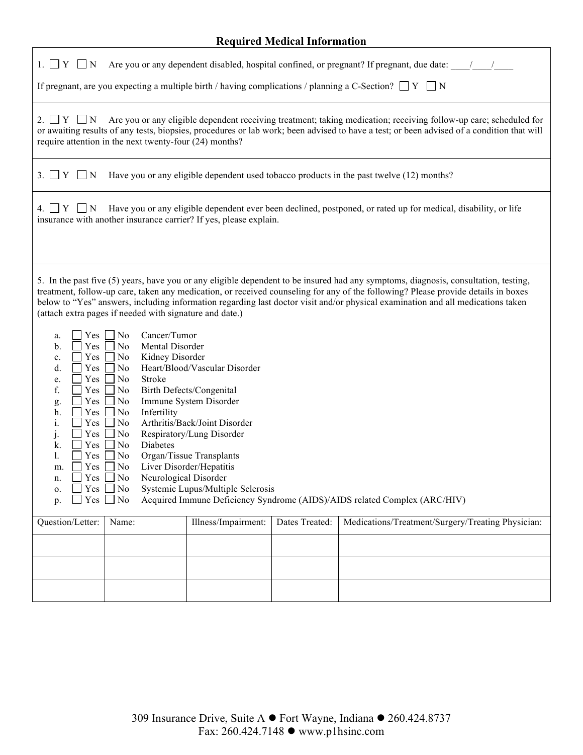## Required Medical Information

1. ☐ Y ☐ N Are you or any dependent disabled, hospital confined, or pregnant? If pregnant, due date: ____/____/____

If pregnant, are you expecting a multiple birth / having complications / planning a C-Section? ☐ Y ☐ N

2. ☐ Y ☐ N Are you or any eligible dependent receiving treatment; taking medication; receiving follow-up care; scheduled for or awaiting results of any tests, biopsies, procedures or lab work; been advised to have a test; or been advised of a condition that will require attention in the next twenty-four (24) months?

3. ☐ Y ☐ N Have you or any eligible dependent used tobacco products in the past twelve (12) months?

4. ☐ Y ☐ N Have you or any eligible dependent ever been declined, postponed, or rated up for medical, disability, or life insurance with another insurance carrier? If yes, please explain.

5. In the past five (5) years, have you or any eligible dependent to be insured had any symptoms, diagnosis, consultation, testing, treatment, follow-up care, taken any medication, or received counseling for any of the following? Please provide details in boxes below to "Yes" answers, including information regarding last doctor visit and/or physical examination and all medications taken (attach extra pages if needed with signature and date.)

a. ☐ Yes ☐ No Cancer/Tumor
b. ☐ Yes ☐ No Mental Disorder
c. ☐ Yes ☐ No Kidney Disorder
d. ☐ Yes ☐ No Heart/Blood/Vascular Disorder
e. ☐ Yes ☐ No Stroke
f. ☐ Yes ☐ No Birth Defects/Congenital
g. ☐ Yes ☐ No Immune System Disorder
h. ☐ Yes ☐ No Infertility
i. ☐ Yes ☐ No Arthritis/Back/Joint Disorder
j. ☐ Yes ☐ No Respiratory/Lung Disorder
k. ☐ Yes ☐ No Diabetes
l. ☐ Yes ☐ No Organ/Tissue Transplants
m. ☐ Yes ☐ No Liver Disorder/Hepatitis
n. ☐ Yes ☐ No Neurological Disorder
o. ☐ Yes ☐ No Systemic Lupus/Multiple Sclerosis
p. ☐ Yes ☐ No Acquired Immune Deficiency Syndrome (AIDS)/AIDS related Complex (ARC/HIV)

| Question/Letter: | Name: | Illness/Impairment: | Dates Treated: | Medications/Treatment/Surgery/Treating Physician: |
|---|---|---|---|---|
| | | | | |
| | | | | |
| | | | | |

309 Insurance Drive, Suite A ● Fort Wayne, Indiana ● 260.424.8737
Fax: 260.424.7148 ● www.p1hsinc.com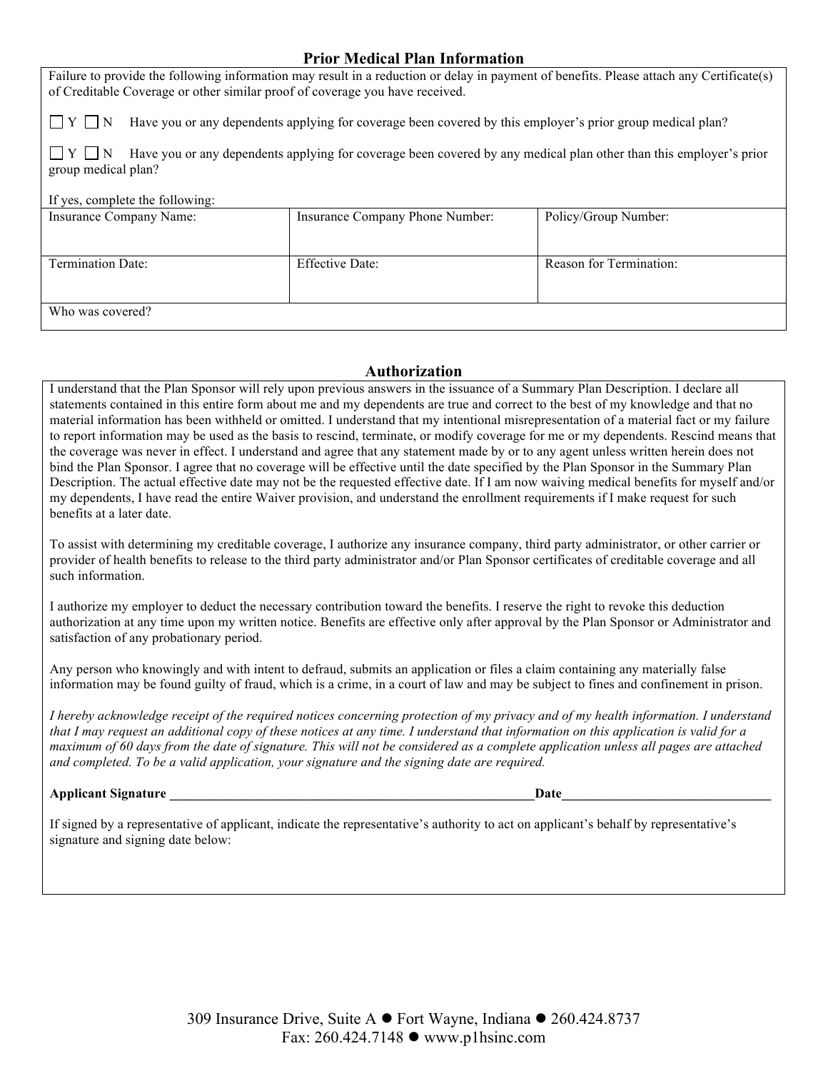## Prior Medical Plan Information

Failure to provide the following information may result in a reduction or delay in payment of benefits. Please attach any Certificate(s) of Creditable Coverage or other similar proof of coverage you have received.

☐ Y ☐ N Have you or any dependents applying for coverage been covered by this employer's prior group medical plan?

☐ Y ☐ N Have you or any dependents applying for coverage been covered by any medical plan other than this employer's prior group medical plan?

If yes, complete the following:

| Insurance Company Name: | Insurance Company Phone Number: | Policy/Group Number: |
|---|---|---|
| Termination Date: | Effective Date: | Reason for Termination: |
| Who was covered? | | |

## Authorization

I understand that the Plan Sponsor will rely upon previous answers in the issuance of a Summary Plan Description. I declare all statements contained in this entire form about me and my dependents are true and correct to the best of my knowledge and that no material information has been withheld or omitted. I understand that my intentional misrepresentation of a material fact or my failure to report information may be used as the basis to rescind, terminate, or modify coverage for me or my dependents. Rescind means that the coverage was never in effect. I understand and agree that any statement made by or to any agent unless written herein does not bind the Plan Sponsor. I agree that no coverage will be effective until the date specified by the Plan Sponsor in the Summary Plan Description. The actual effective date may not be the requested effective date. If I am now waiving medical benefits for myself and/or my dependents, I have read the entire Waiver provision, and understand the enrollment requirements if I make request for such benefits at a later date.

To assist with determining my creditable coverage, I authorize any insurance company, third party administrator, or other carrier or provider of health benefits to release to the third party administrator and/or Plan Sponsor certificates of creditable coverage and all such information.

I authorize my employer to deduct the necessary contribution toward the benefits. I reserve the right to revoke this deduction authorization at any time upon my written notice. Benefits are effective only after approval by the Plan Sponsor or Administrator and satisfaction of any probationary period.

Any person who knowingly and with intent to defraud, submits an application or files a claim containing any materially false information may be found guilty of fraud, which is a crime, in a court of law and may be subject to fines and confinement in prison.

*I hereby acknowledge receipt of the required notices concerning protection of my privacy and of my health information. I understand that I may request an additional copy of these notices at any time. I understand that information on this application is valid for a maximum of 60 days from the date of signature. This will not be considered as a complete application unless all pages are attached and completed. To be a valid application, your signature and the signing date are required.*

**Applicant Signature** ________________________________________________________**Date**_______________________________

If signed by a representative of applicant, indicate the representative's authority to act on applicant's behalf by representative's signature and signing date below:

309 Insurance Drive, Suite A ● Fort Wayne, Indiana ● 260.424.8737
Fax: 260.424.7148 ● www.p1hsinc.com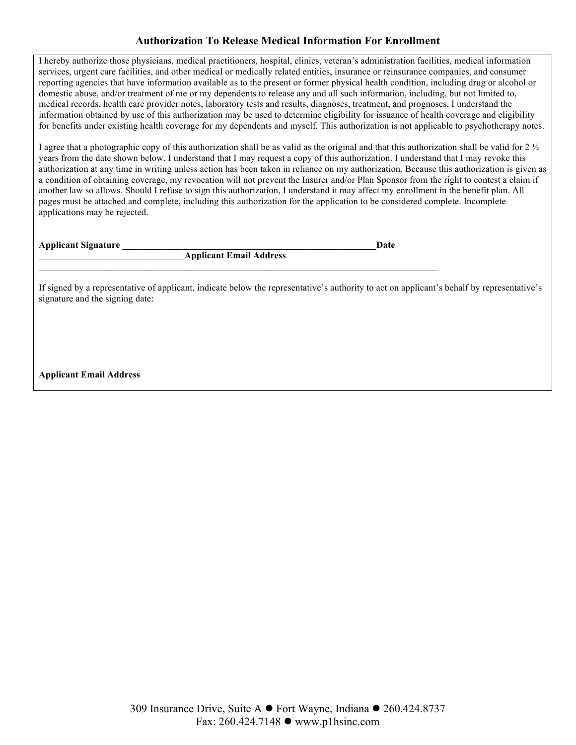## Authorization To Release Medical Information For Enrollment

I hereby authorize those physicians, medical practitioners, hospital, clinics, veteran's administration facilities, medical information services, urgent care facilities, and other medical or medically related entities, insurance or reinsurance companies, and consumer reporting agencies that have information available as to the present or former physical health condition, including drug or alcohol or domestic abuse, and/or treatment of me or my dependents to release any and all such information, including, but not limited to, medical records, health care provider notes, laboratory tests and results, diagnoses, treatment, and prognoses. I understand the information obtained by use of this authorization may be used to determine eligibility for issuance of health coverage and eligibility for benefits under existing health coverage for my dependents and myself. This authorization is not applicable to psychotherapy notes.

I agree that a photographic copy of this authorization shall be as valid as the original and that this authorization shall be valid for 2 ½ years from the date shown below. I understand that I may request a copy of this authorization. I understand that I may revoke this authorization at any time in writing unless action has been taken in reliance on my authorization. Because this authorization is given as a condition of obtaining coverage, my revocation will not prevent the Insurer and/or Plan Sponsor from the right to contest a claim if another law so allows. Should I refuse to sign this authorization, I understand it may affect my enrollment in the benefit plan. All pages must be attached and complete, including this authorization for the application to be considered complete. Incomplete applications may be rejected.

**Applicant Signature** ________________________________________________________**Date** ______________________________**Applicant Email Address** ________________________________________________________________________________________

If signed by a representative of applicant, indicate below the representative's authority to act on applicant's behalf by representative's signature and the signing date:

**Applicant Email Address**

309 Insurance Drive, Suite A ● Fort Wayne, Indiana ● 260.424.8737
Fax: 260.424.7148 ● www.p1hsinc.com